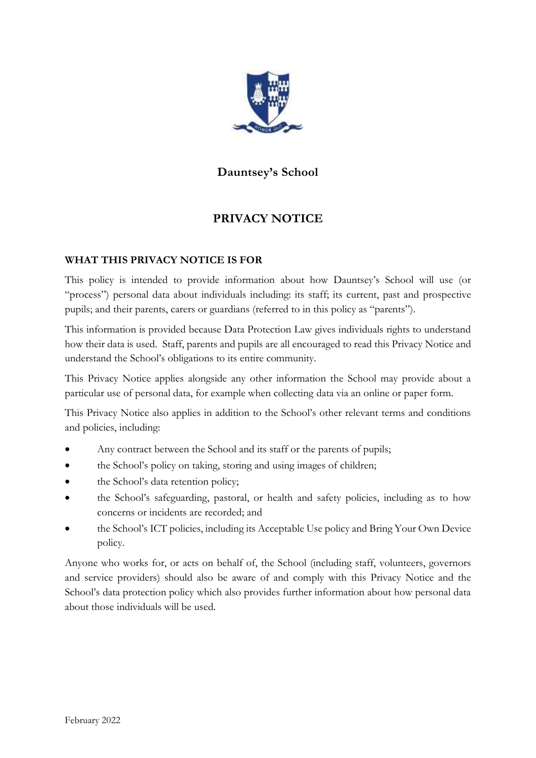# Dauntsey's School

# PRIVACY NOTICE

## WHAT THIS PRIVACY NOTICE IS FOR

This policy is intended to provide information about how Dauntsey's School will use (or "process") personal data about individuals including: its staff; its current, past and prospective pupils; and their parents, carers or guardians (referred to in this policy as "parents").

This information is provided because Data Protection Law gives individuals rights to understand how their data is used. Staff, parents and pupils are all encouraged to read this Privacy Notice and understand the School's obligations to its entire community.

This Privacy Notice applies alongside any other information the School may provide about a particular use of personal data, for example when collecting data via an online or paper form.

This Privacy Notice also applies in addition to the School's other relevant terms and conditions and policies, including:

- Any contract between the School and its staff or the parents of pupils;
- the School's policy on taking, storing and using images of children;
- the School's data retention policy;
- the School's safeguarding, pastoral, or health and safety policies, including as to how concerns or incidents are recorded; and
- the School's ICT policies, including its Acceptable Use policy and Bring Your Own Device policy.

Anyone who works for, or acts on behalf of, the School (including staff, volunteers, governors and service providers) should also be aware of and comply with this Privacy Notice and the School's data protection policy which also provides further information about how personal data about those individuals will be used.

February 2022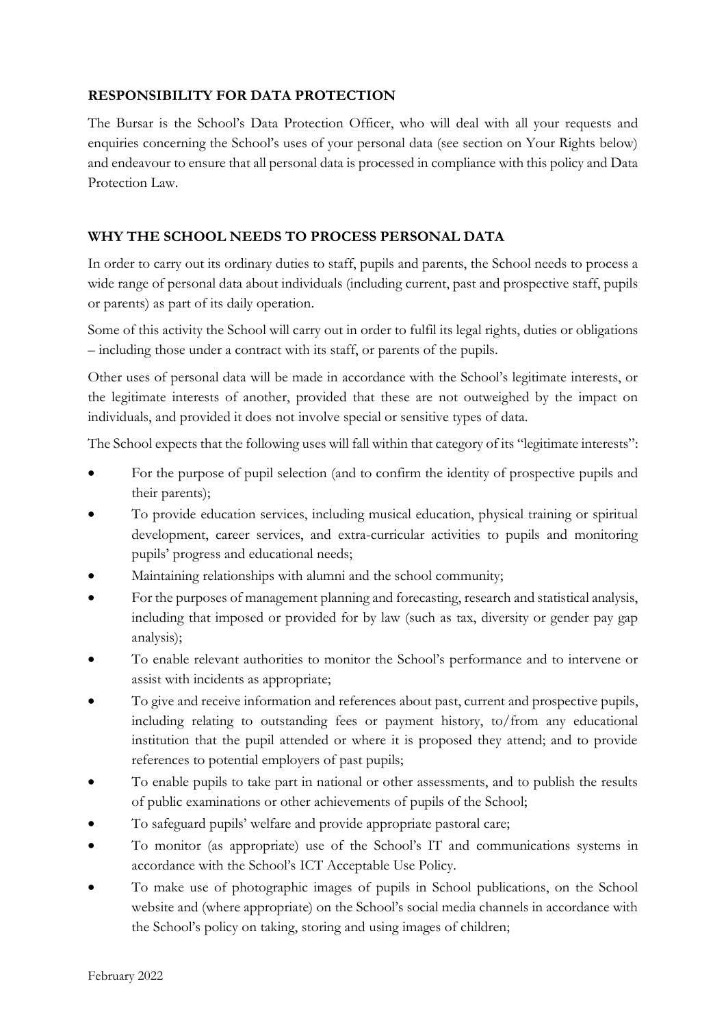## RESPONSIBILITY FOR DATA PROTECTION

The Bursar is the School's Data Protection Officer, who will deal with all your requests and enquiries concerning the School's uses of your personal data (see section on Your Rights below) and endeavour to ensure that all personal data is processed in compliance with this policy and Data Protection Law.

## WHY THE SCHOOL NEEDS TO PROCESS PERSONAL DATA

In order to carry out its ordinary duties to staff, pupils and parents, the School needs to process a wide range of personal data about individuals (including current, past and prospective staff, pupils or parents) as part of its daily operation.

Some of this activity the School will carry out in order to fulfil its legal rights, duties or obligations – including those under a contract with its staff, or parents of the pupils.

Other uses of personal data will be made in accordance with the School's legitimate interests, or the legitimate interests of another, provided that these are not outweighed by the impact on individuals, and provided it does not involve special or sensitive types of data.

The School expects that the following uses will fall within that category of its "legitimate interests":

- For the purpose of pupil selection (and to confirm the identity of prospective pupils and their parents);
- To provide education services, including musical education, physical training or spiritual development, career services, and extra-curricular activities to pupils and monitoring pupils' progress and educational needs;
- Maintaining relationships with alumni and the school community;
- For the purposes of management planning and forecasting, research and statistical analysis, including that imposed or provided for by law (such as tax, diversity or gender pay gap analysis);
- To enable relevant authorities to monitor the School's performance and to intervene or assist with incidents as appropriate;
- To give and receive information and references about past, current and prospective pupils, including relating to outstanding fees or payment history, to/from any educational institution that the pupil attended or where it is proposed they attend; and to provide references to potential employers of past pupils;
- To enable pupils to take part in national or other assessments, and to publish the results of public examinations or other achievements of pupils of the School;
- To safeguard pupils' welfare and provide appropriate pastoral care;
- To monitor (as appropriate) use of the School's IT and communications systems in accordance with the School's ICT Acceptable Use Policy.
- To make use of photographic images of pupils in School publications, on the School website and (where appropriate) on the School's social media channels in accordance with the School's policy on taking, storing and using images of children;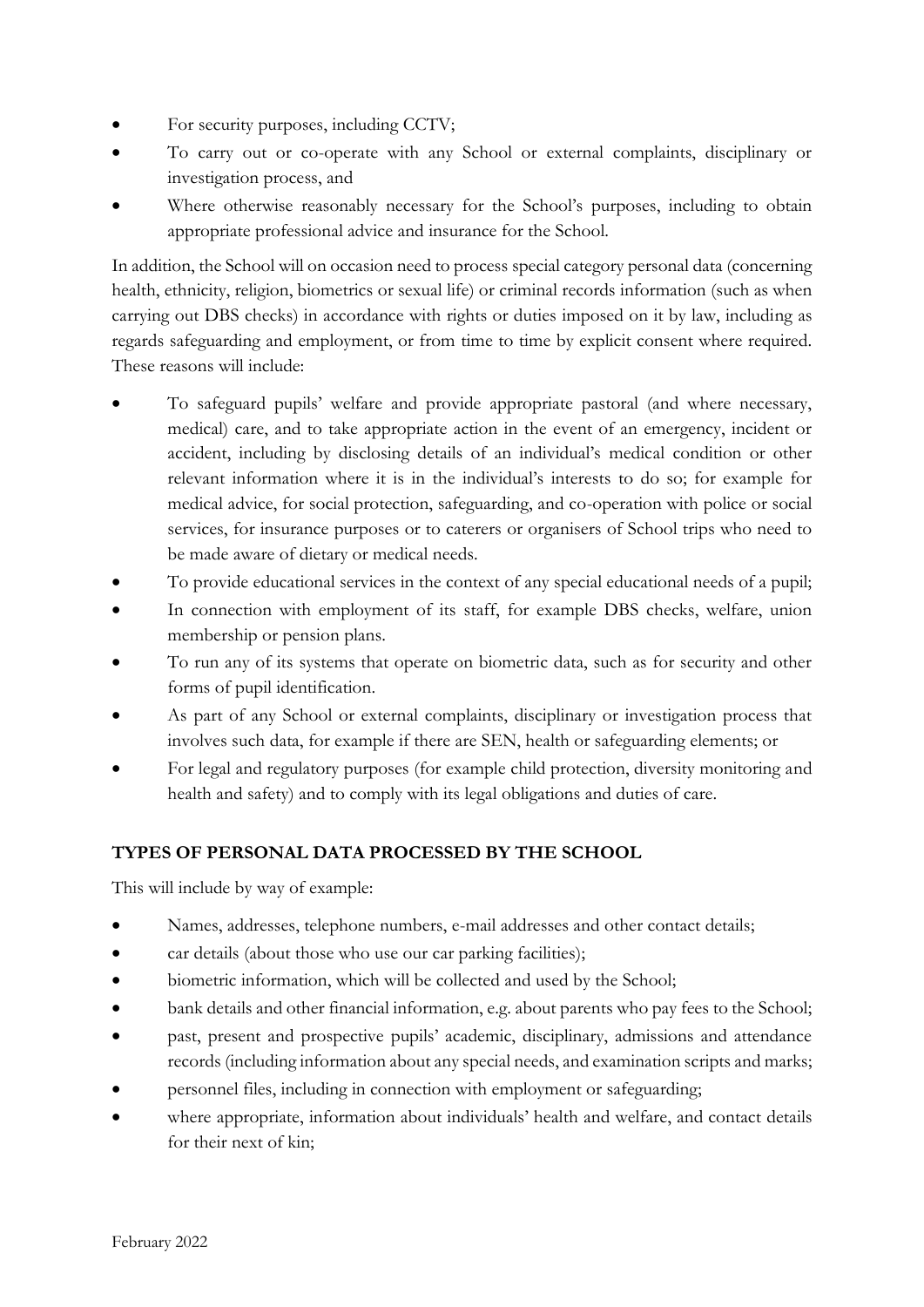- For security purposes, including CCTV;
- To carry out or co-operate with any School or external complaints, disciplinary or investigation process, and
- Where otherwise reasonably necessary for the School's purposes, including to obtain appropriate professional advice and insurance for the School.

In addition, the School will on occasion need to process special category personal data (concerning health, ethnicity, religion, biometrics or sexual life) or criminal records information (such as when carrying out DBS checks) in accordance with rights or duties imposed on it by law, including as regards safeguarding and employment, or from time to time by explicit consent where required. These reasons will include:

- To safeguard pupils' welfare and provide appropriate pastoral (and where necessary, medical) care, and to take appropriate action in the event of an emergency, incident or accident, including by disclosing details of an individual's medical condition or other relevant information where it is in the individual's interests to do so; for example for medical advice, for social protection, safeguarding, and co-operation with police or social services, for insurance purposes or to caterers or organisers of School trips who need to be made aware of dietary or medical needs.
- To provide educational services in the context of any special educational needs of a pupil;
- In connection with employment of its staff, for example DBS checks, welfare, union membership or pension plans.
- To run any of its systems that operate on biometric data, such as for security and other forms of pupil identification.
- As part of any School or external complaints, disciplinary or investigation process that involves such data, for example if there are SEN, health or safeguarding elements; or
- For legal and regulatory purposes (for example child protection, diversity monitoring and health and safety) and to comply with its legal obligations and duties of care.

## TYPES OF PERSONAL DATA PROCESSED BY THE SCHOOL

This will include by way of example:

- Names, addresses, telephone numbers, e-mail addresses and other contact details;
- car details (about those who use our car parking facilities);
- biometric information, which will be collected and used by the School;
- bank details and other financial information, e.g. about parents who pay fees to the School;
- past, present and prospective pupils' academic, disciplinary, admissions and attendance records (including information about any special needs, and examination scripts and marks;
- personnel files, including in connection with employment or safeguarding;
- where appropriate, information about individuals' health and welfare, and contact details for their next of kin;

February 2022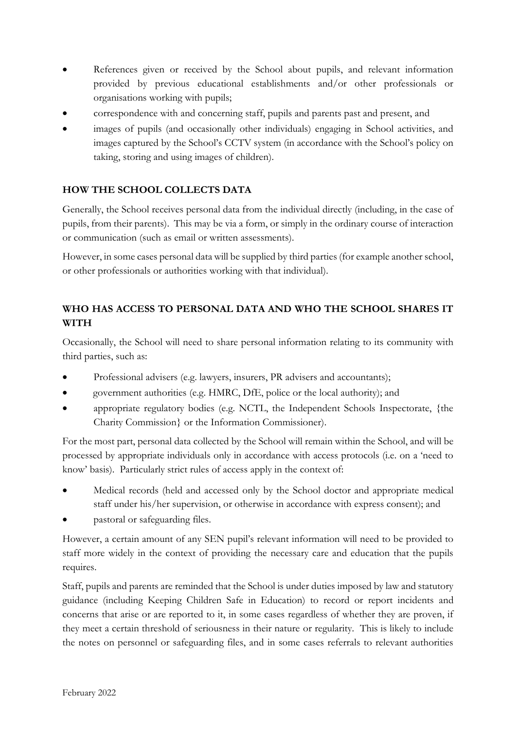- References given or received by the School about pupils, and relevant information provided by previous educational establishments and/or other professionals or organisations working with pupils;
- correspondence with and concerning staff, pupils and parents past and present, and
- images of pupils (and occasionally other individuals) engaging in School activities, and images captured by the School's CCTV system (in accordance with the School's policy on taking, storing and using images of children).

## HOW THE SCHOOL COLLECTS DATA

Generally, the School receives personal data from the individual directly (including, in the case of pupils, from their parents). This may be via a form, or simply in the ordinary course of interaction or communication (such as email or written assessments).

However, in some cases personal data will be supplied by third parties (for example another school, or other professionals or authorities working with that individual).

## WHO HAS ACCESS TO PERSONAL DATA AND WHO THE SCHOOL SHARES IT WITH

Occasionally, the School will need to share personal information relating to its community with third parties, such as:

- Professional advisers (e.g. lawyers, insurers, PR advisers and accountants);
- government authorities (e.g. HMRC, DfE, police or the local authority); and
- appropriate regulatory bodies (e.g. NCTL, the Independent Schools Inspectorate, {the Charity Commission} or the Information Commissioner).

For the most part, personal data collected by the School will remain within the School, and will be processed by appropriate individuals only in accordance with access protocols (i.e. on a 'need to know' basis). Particularly strict rules of access apply in the context of:

- Medical records (held and accessed only by the School doctor and appropriate medical staff under his/her supervision, or otherwise in accordance with express consent); and
- pastoral or safeguarding files.

However, a certain amount of any SEN pupil's relevant information will need to be provided to staff more widely in the context of providing the necessary care and education that the pupils requires.

Staff, pupils and parents are reminded that the School is under duties imposed by law and statutory guidance (including Keeping Children Safe in Education) to record or report incidents and concerns that arise or are reported to it, in some cases regardless of whether they are proven, if they meet a certain threshold of seriousness in their nature or regularity. This is likely to include the notes on personnel or safeguarding files, and in some cases referrals to relevant authorities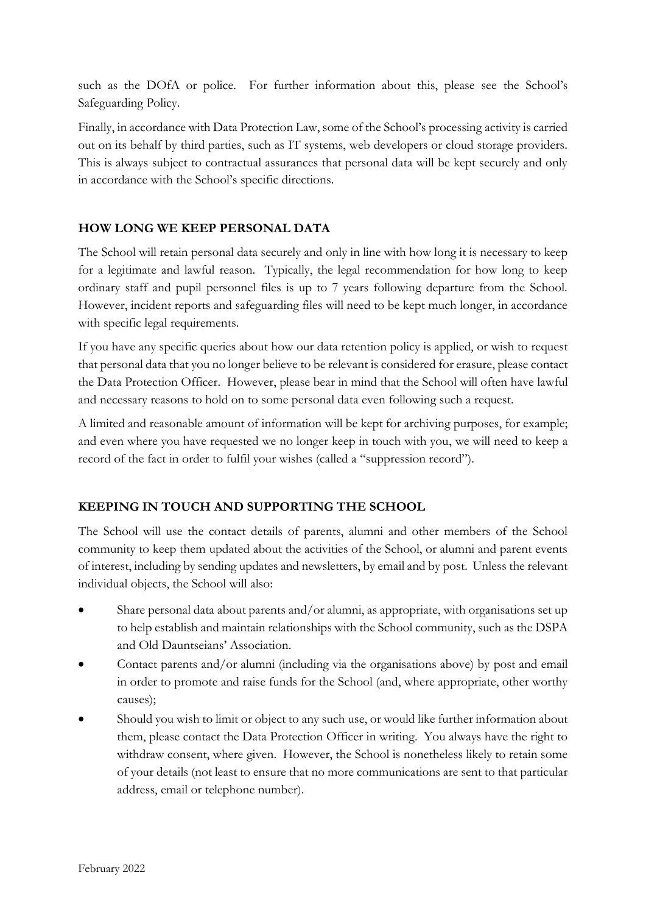such as the DOfA or police. For further information about this, please see the School's Safeguarding Policy.

Finally, in accordance with Data Protection Law, some of the School's processing activity is carried out on its behalf by third parties, such as IT systems, web developers or cloud storage providers. This is always subject to contractual assurances that personal data will be kept securely and only in accordance with the School's specific directions.

## HOW LONG WE KEEP PERSONAL DATA

The School will retain personal data securely and only in line with how long it is necessary to keep for a legitimate and lawful reason. Typically, the legal recommendation for how long to keep ordinary staff and pupil personnel files is up to 7 years following departure from the School. However, incident reports and safeguarding files will need to be kept much longer, in accordance with specific legal requirements.

If you have any specific queries about how our data retention policy is applied, or wish to request that personal data that you no longer believe to be relevant is considered for erasure, please contact the Data Protection Officer. However, please bear in mind that the School will often have lawful and necessary reasons to hold on to some personal data even following such a request.

A limited and reasonable amount of information will be kept for archiving purposes, for example; and even where you have requested we no longer keep in touch with you, we will need to keep a record of the fact in order to fulfil your wishes (called a "suppression record").

## KEEPING IN TOUCH AND SUPPORTING THE SCHOOL

The School will use the contact details of parents, alumni and other members of the School community to keep them updated about the activities of the School, or alumni and parent events of interest, including by sending updates and newsletters, by email and by post. Unless the relevant individual objects, the School will also:

- Share personal data about parents and/or alumni, as appropriate, with organisations set up to help establish and maintain relationships with the School community, such as the DSPA and Old Dauntseians' Association.
- Contact parents and/or alumni (including via the organisations above) by post and email in order to promote and raise funds for the School (and, where appropriate, other worthy causes);
- Should you wish to limit or object to any such use, or would like further information about them, please contact the Data Protection Officer in writing. You always have the right to withdraw consent, where given. However, the School is nonetheless likely to retain some of your details (not least to ensure that no more communications are sent to that particular address, email or telephone number).

February 2022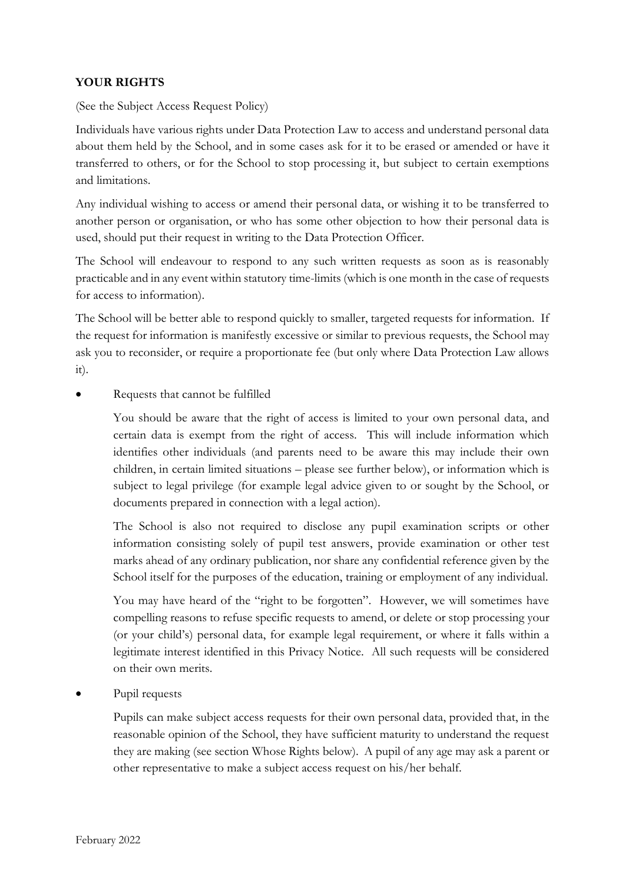## YOUR RIGHTS

(See the Subject Access Request Policy)

Individuals have various rights under Data Protection Law to access and understand personal data about them held by the School, and in some cases ask for it to be erased or amended or have it transferred to others, or for the School to stop processing it, but subject to certain exemptions and limitations.

Any individual wishing to access or amend their personal data, or wishing it to be transferred to another person or organisation, or who has some other objection to how their personal data is used, should put their request in writing to the Data Protection Officer.

The School will endeavour to respond to any such written requests as soon as is reasonably practicable and in any event within statutory time-limits (which is one month in the case of requests for access to information).

The School will be better able to respond quickly to smaller, targeted requests for information. If the request for information is manifestly excessive or similar to previous requests, the School may ask you to reconsider, or require a proportionate fee (but only where Data Protection Law allows it).

- Requests that cannot be fulfilled

  You should be aware that the right of access is limited to your own personal data, and certain data is exempt from the right of access. This will include information which identifies other individuals (and parents need to be aware this may include their own children, in certain limited situations – please see further below), or information which is subject to legal privilege (for example legal advice given to or sought by the School, or documents prepared in connection with a legal action).

  The School is also not required to disclose any pupil examination scripts or other information consisting solely of pupil test answers, provide examination or other test marks ahead of any ordinary publication, nor share any confidential reference given by the School itself for the purposes of the education, training or employment of any individual.

  You may have heard of the "right to be forgotten". However, we will sometimes have compelling reasons to refuse specific requests to amend, or delete or stop processing your (or your child's) personal data, for example legal requirement, or where it falls within a legitimate interest identified in this Privacy Notice. All such requests will be considered on their own merits.

- Pupil requests

  Pupils can make subject access requests for their own personal data, provided that, in the reasonable opinion of the School, they have sufficient maturity to understand the request they are making (see section Whose Rights below). A pupil of any age may ask a parent or other representative to make a subject access request on his/her behalf.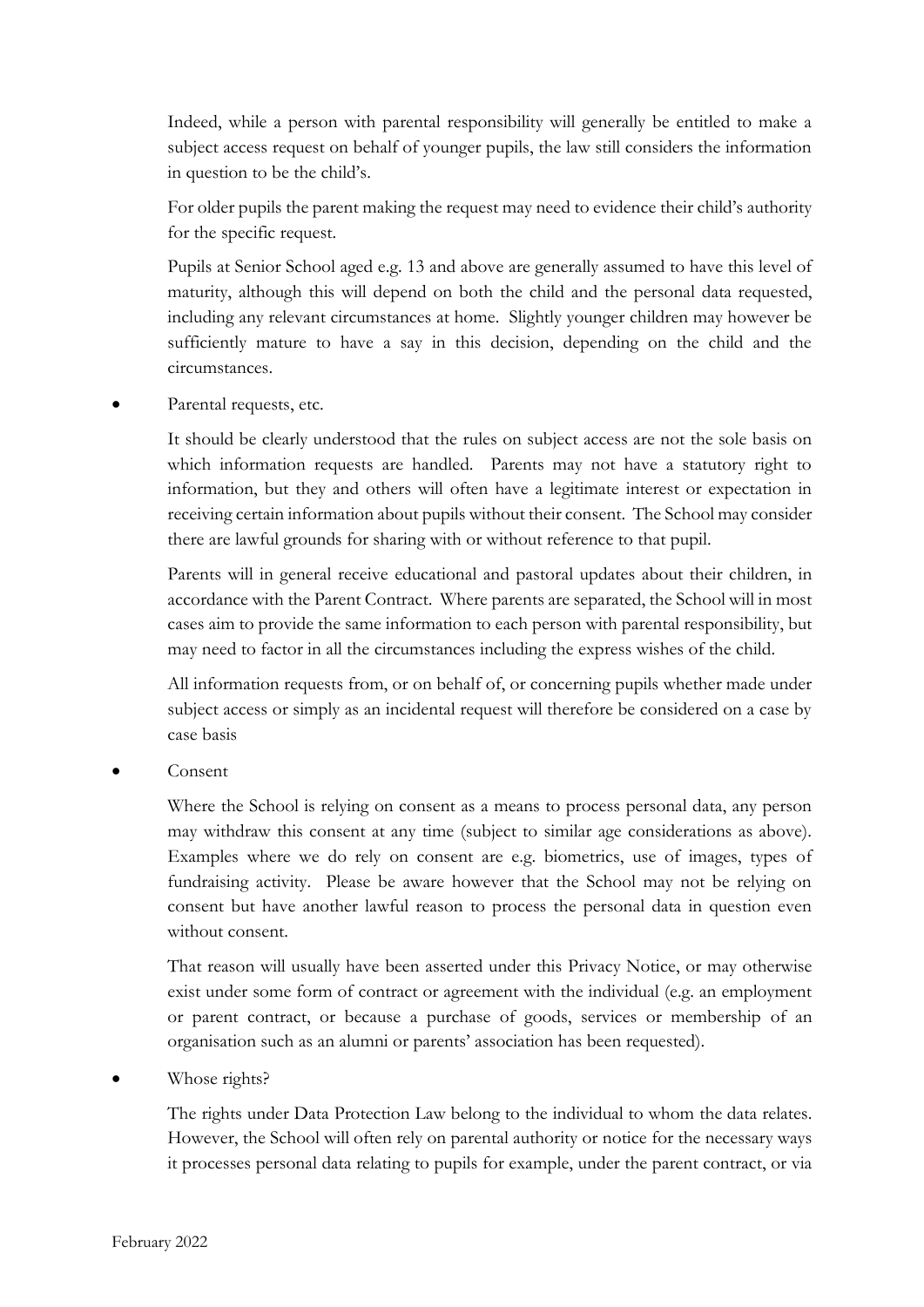Indeed, while a person with parental responsibility will generally be entitled to make a subject access request on behalf of younger pupils, the law still considers the information in question to be the child's.

For older pupils the parent making the request may need to evidence their child's authority for the specific request.

Pupils at Senior School aged e.g. 13 and above are generally assumed to have this level of maturity, although this will depend on both the child and the personal data requested, including any relevant circumstances at home. Slightly younger children may however be sufficiently mature to have a say in this decision, depending on the child and the circumstances.

- Parental requests, etc.

  It should be clearly understood that the rules on subject access are not the sole basis on which information requests are handled. Parents may not have a statutory right to information, but they and others will often have a legitimate interest or expectation in receiving certain information about pupils without their consent. The School may consider there are lawful grounds for sharing with or without reference to that pupil.

  Parents will in general receive educational and pastoral updates about their children, in accordance with the Parent Contract. Where parents are separated, the School will in most cases aim to provide the same information to each person with parental responsibility, but may need to factor in all the circumstances including the express wishes of the child.

  All information requests from, or on behalf of, or concerning pupils whether made under subject access or simply as an incidental request will therefore be considered on a case by case basis

- Consent

  Where the School is relying on consent as a means to process personal data, any person may withdraw this consent at any time (subject to similar age considerations as above). Examples where we do rely on consent are e.g. biometrics, use of images, types of fundraising activity. Please be aware however that the School may not be relying on consent but have another lawful reason to process the personal data in question even without consent.

  That reason will usually have been asserted under this Privacy Notice, or may otherwise exist under some form of contract or agreement with the individual (e.g. an employment or parent contract, or because a purchase of goods, services or membership of an organisation such as an alumni or parents' association has been requested).

- Whose rights?

  The rights under Data Protection Law belong to the individual to whom the data relates. However, the School will often rely on parental authority or notice for the necessary ways it processes personal data relating to pupils for example, under the parent contract, or via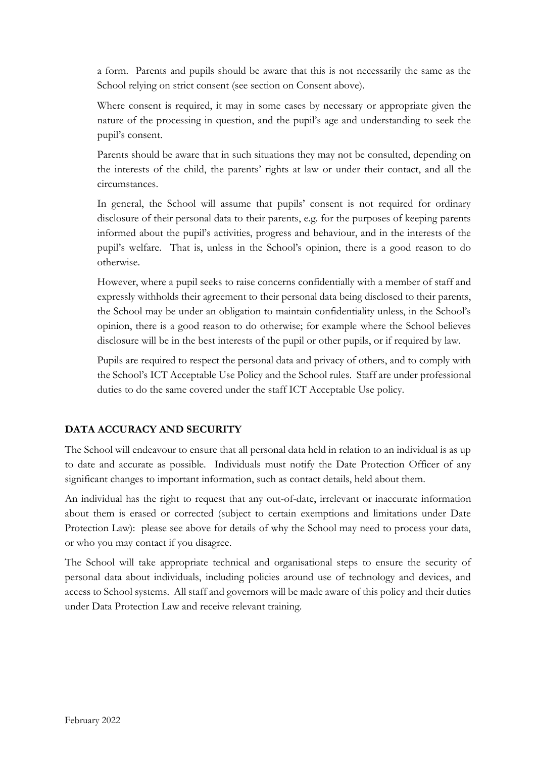a form. Parents and pupils should be aware that this is not necessarily the same as the School relying on strict consent (see section on Consent above).

Where consent is required, it may in some cases by necessary or appropriate given the nature of the processing in question, and the pupil's age and understanding to seek the pupil's consent.

Parents should be aware that in such situations they may not be consulted, depending on the interests of the child, the parents' rights at law or under their contact, and all the circumstances.

In general, the School will assume that pupils' consent is not required for ordinary disclosure of their personal data to their parents, e.g. for the purposes of keeping parents informed about the pupil's activities, progress and behaviour, and in the interests of the pupil's welfare. That is, unless in the School's opinion, there is a good reason to do otherwise.

However, where a pupil seeks to raise concerns confidentially with a member of staff and expressly withholds their agreement to their personal data being disclosed to their parents, the School may be under an obligation to maintain confidentiality unless, in the School's opinion, there is a good reason to do otherwise; for example where the School believes disclosure will be in the best interests of the pupil or other pupils, or if required by law.

Pupils are required to respect the personal data and privacy of others, and to comply with the School's ICT Acceptable Use Policy and the School rules. Staff are under professional duties to do the same covered under the staff ICT Acceptable Use policy.

## DATA ACCURACY AND SECURITY

The School will endeavour to ensure that all personal data held in relation to an individual is as up to date and accurate as possible. Individuals must notify the Date Protection Officer of any significant changes to important information, such as contact details, held about them.

An individual has the right to request that any out-of-date, irrelevant or inaccurate information about them is erased or corrected (subject to certain exemptions and limitations under Date Protection Law): please see above for details of why the School may need to process your data, or who you may contact if you disagree.

The School will take appropriate technical and organisational steps to ensure the security of personal data about individuals, including policies around use of technology and devices, and access to School systems. All staff and governors will be made aware of this policy and their duties under Data Protection Law and receive relevant training.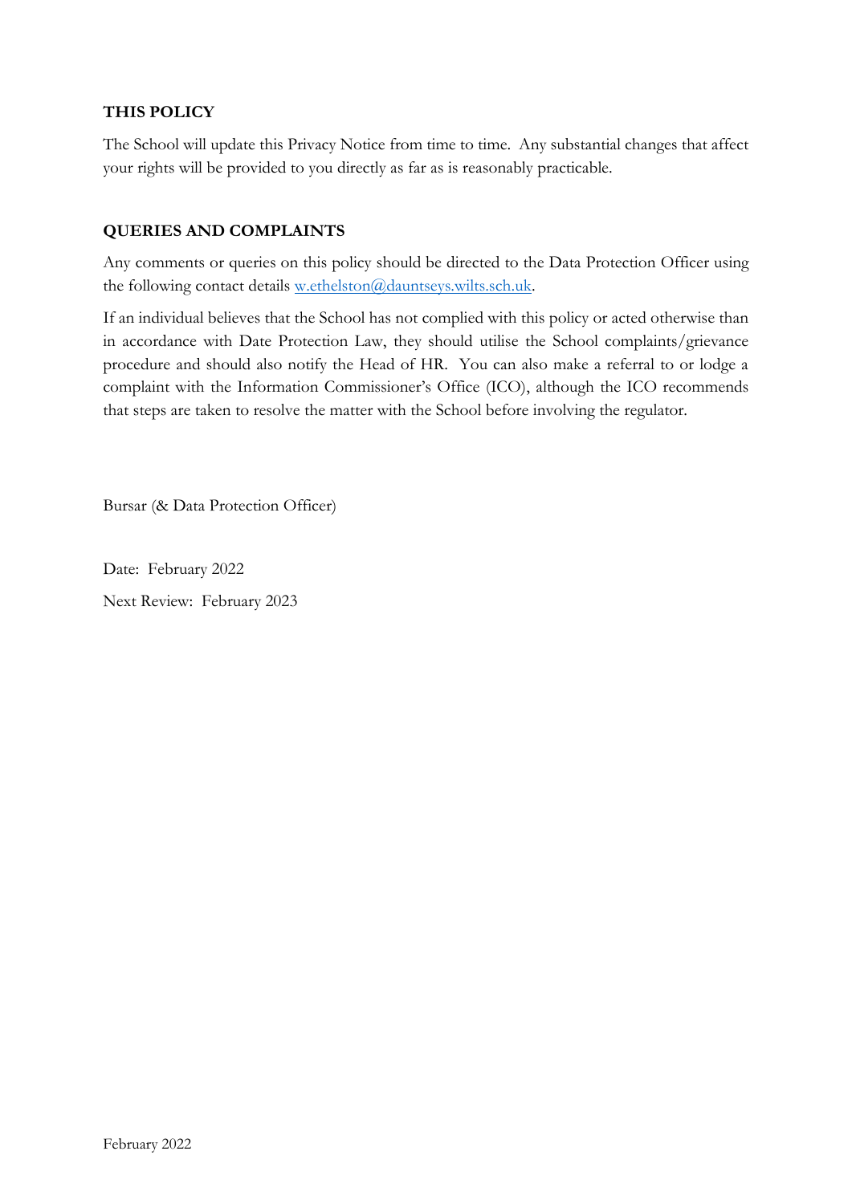## THIS POLICY

The School will update this Privacy Notice from time to time. Any substantial changes that affect your rights will be provided to you directly as far as is reasonably practicable.

## QUERIES AND COMPLAINTS

Any comments or queries on this policy should be directed to the Data Protection Officer using the following contact details w.ethelston@dauntseys.wilts.sch.uk.

If an individual believes that the School has not complied with this policy or acted otherwise than in accordance with Date Protection Law, they should utilise the School complaints/grievance procedure and should also notify the Head of HR. You can also make a referral to or lodge a complaint with the Information Commissioner's Office (ICO), although the ICO recommends that steps are taken to resolve the matter with the School before involving the regulator.

Bursar (& Data Protection Officer)

Date: February 2022

Next Review: February 2023